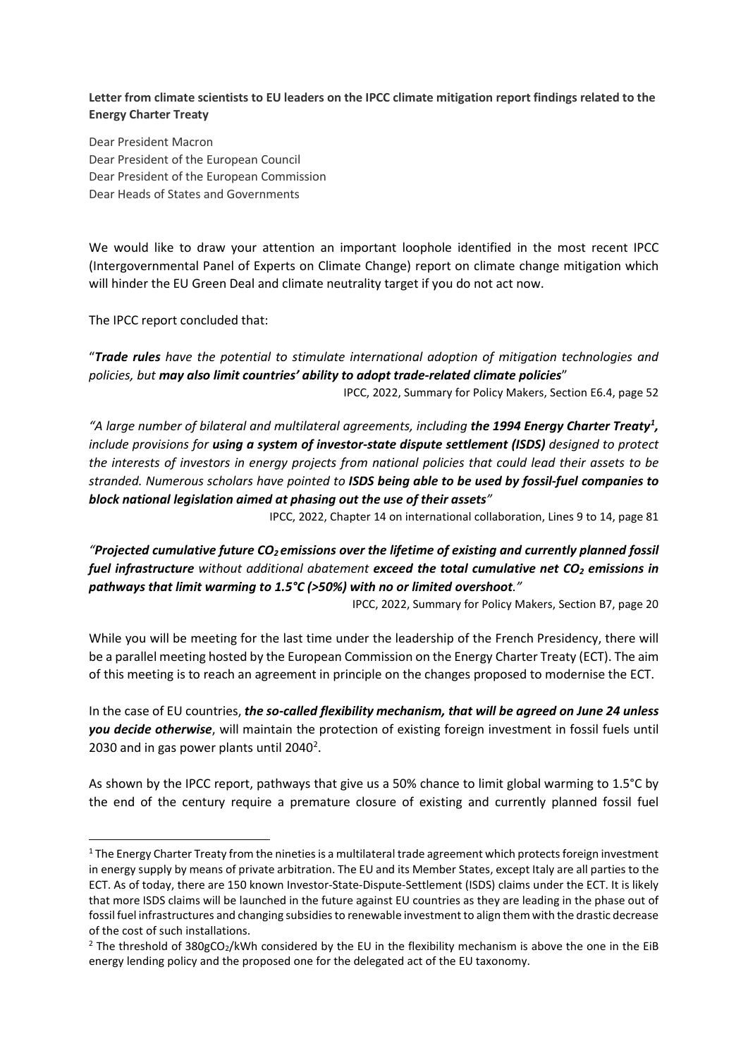**Letter from climate scientists to EU leaders on the IPCC climate mitigation report findings related to the Energy Charter Treaty**

Dear President Macron
Dear President of the European Council
Dear President of the European Commission
Dear Heads of States and Governments

We would like to draw your attention an important loophole identified in the most recent IPCC (Intergovernmental Panel of Experts on Climate Change) report on climate change mitigation which will hinder the EU Green Deal and climate neutrality target if you do not act now.

The IPCC report concluded that:

"***Trade rules*** *have the potential to stimulate international adoption of mitigation technologies and policies, but* ***may also limit countries' ability to adopt trade-related climate policies***"

IPCC, 2022, Summary for Policy Makers, Section E6.4, page 52

*"A large number of bilateral and multilateral agreements, including* ***the 1994 Energy Charter Treaty[1],*** *include provisions for* ***using a system of investor-state dispute settlement (ISDS)*** *designed to protect the interests of investors in energy projects from national policies that could lead their assets to be stranded. Numerous scholars have pointed to* ***ISDS being able to be used by fossil-fuel companies to block national legislation aimed at phasing out the use of their assets****"*

IPCC, 2022, Chapter 14 on international collaboration, Lines 9 to 14, page 81

*"****Projected cumulative future $CO_2$ emissions over the lifetime of existing and currently planned fossil fuel infrastructure*** *without additional abatement* ***exceed the total cumulative net $CO_2$ emissions in pathways that limit warming to 1.5°C (>50%) with no or limited overshoot****."*

IPCC, 2022, Summary for Policy Makers, Section B7, page 20

While you will be meeting for the last time under the leadership of the French Presidency, there will be a parallel meeting hosted by the European Commission on the Energy Charter Treaty (ECT). The aim of this meeting is to reach an agreement in principle on the changes proposed to modernise the ECT.

In the case of EU countries, ***the so-called flexibility mechanism, that will be agreed on June 24 unless you decide otherwise***, will maintain the protection of existing foreign investment in fossil fuels until 2030 and in gas power plants until 2040[2].

As shown by the IPCC report, pathways that give us a 50% chance to limit global warming to 1.5°C by the end of the century require a premature closure of existing and currently planned fossil fuel

---

[1] The Energy Charter Treaty from the nineties is a multilateral trade agreement which protects foreign investment in energy supply by means of private arbitration. The EU and its Member States, except Italy are all parties to the ECT. As of today, there are 150 known Investor-State-Dispute-Settlement (ISDS) claims under the ECT. It is likely that more ISDS claims will be launched in the future against EU countries as they are leading in the phase out of fossil fuel infrastructures and changing subsidies to renewable investment to align them with the drastic decrease of the cost of such installations.

[2] The threshold of 380g$CO_2$/kWh considered by the EU in the flexibility mechanism is above the one in the EiB energy lending policy and the proposed one for the delegated act of the EU taxonomy.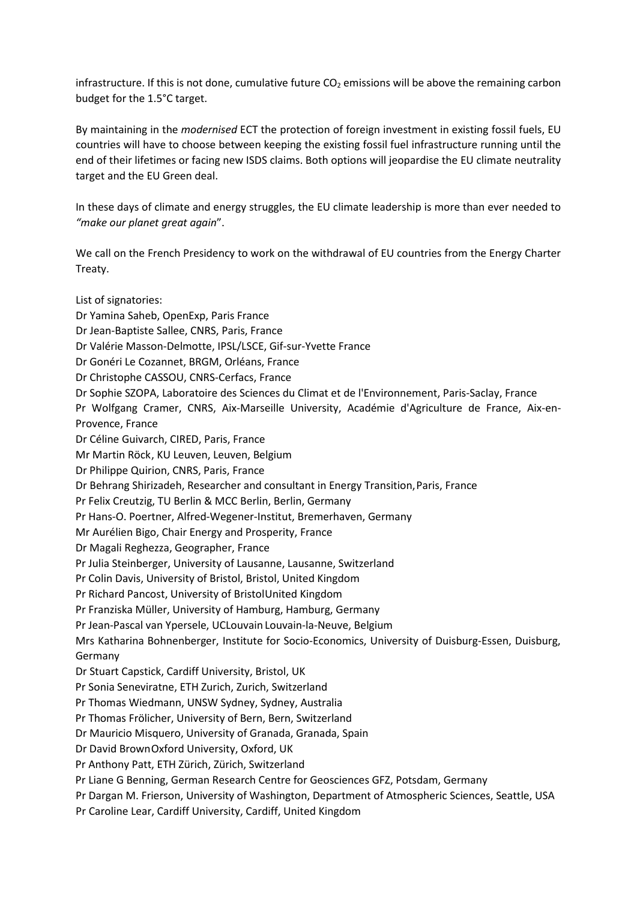infrastructure. If this is not done, cumulative future $CO_2$ emissions will be above the remaining carbon budget for the 1.5°C target.

By maintaining in the *modernised* ECT the protection of foreign investment in existing fossil fuels, EU countries will have to choose between keeping the existing fossil fuel infrastructure running until the end of their lifetimes or facing new ISDS claims. Both options will jeopardise the EU climate neutrality target and the EU Green deal.

In these days of climate and energy struggles, the EU climate leadership is more than ever needed to *"make our planet great again*".

We call on the French Presidency to work on the withdrawal of EU countries from the Energy Charter Treaty.

List of signatories:
Dr Yamina Saheb, OpenExp, Paris France
Dr Jean-Baptiste Sallee, CNRS, Paris, France
Dr Valérie Masson-Delmotte, IPSL/LSCE, Gif-sur-Yvette France
Dr Gonéri Le Cozannet, BRGM, Orléans, France
Dr Christophe CASSOU, CNRS-Cerfacs, France
Dr Sophie SZOPA, Laboratoire des Sciences du Climat et de l'Environnement, Paris-Saclay, France
Pr Wolfgang Cramer, CNRS, Aix-Marseille University, Académie d'Agriculture de France, Aix-en-Provence, France
Dr Céline Guivarch, CIRED, Paris, France
Mr Martin Röck, KU Leuven, Leuven, Belgium
Dr Philippe Quirion, CNRS, Paris, France
Dr Behrang Shirizadeh, Researcher and consultant in Energy Transition, Paris, France
Pr Felix Creutzig, TU Berlin & MCC Berlin, Berlin, Germany
Pr Hans-O. Poertner, Alfred-Wegener-Institut, Bremerhaven, Germany
Mr Aurélien Bigo, Chair Energy and Prosperity, France
Dr Magali Reghezza, Geographer, France
Pr Julia Steinberger, University of Lausanne, Lausanne, Switzerland
Pr Colin Davis, University of Bristol, Bristol, United Kingdom
Pr Richard Pancost, University of BristolUnited Kingdom
Pr Franziska Müller, University of Hamburg, Hamburg, Germany
Pr Jean-Pascal van Ypersele, UCLouvain Louvain-la-Neuve, Belgium
Mrs Katharina Bohnenberger, Institute for Socio-Economics, University of Duisburg-Essen, Duisburg, Germany
Dr Stuart Capstick, Cardiff University, Bristol, UK
Pr Sonia Seneviratne, ETH Zurich, Zurich, Switzerland
Pr Thomas Wiedmann, UNSW Sydney, Sydney, Australia
Pr Thomas Frölicher, University of Bern, Bern, Switzerland
Dr Mauricio Misquero, University of Granada, Granada, Spain
Dr David BrownOxford University, Oxford, UK
Pr Anthony Patt, ETH Zürich, Zürich, Switzerland
Pr Liane G Benning, German Research Centre for Geosciences GFZ, Potsdam, Germany
Pr Dargan M. Frierson, University of Washington, Department of Atmospheric Sciences, Seattle, USA
Pr Caroline Lear, Cardiff University, Cardiff, United Kingdom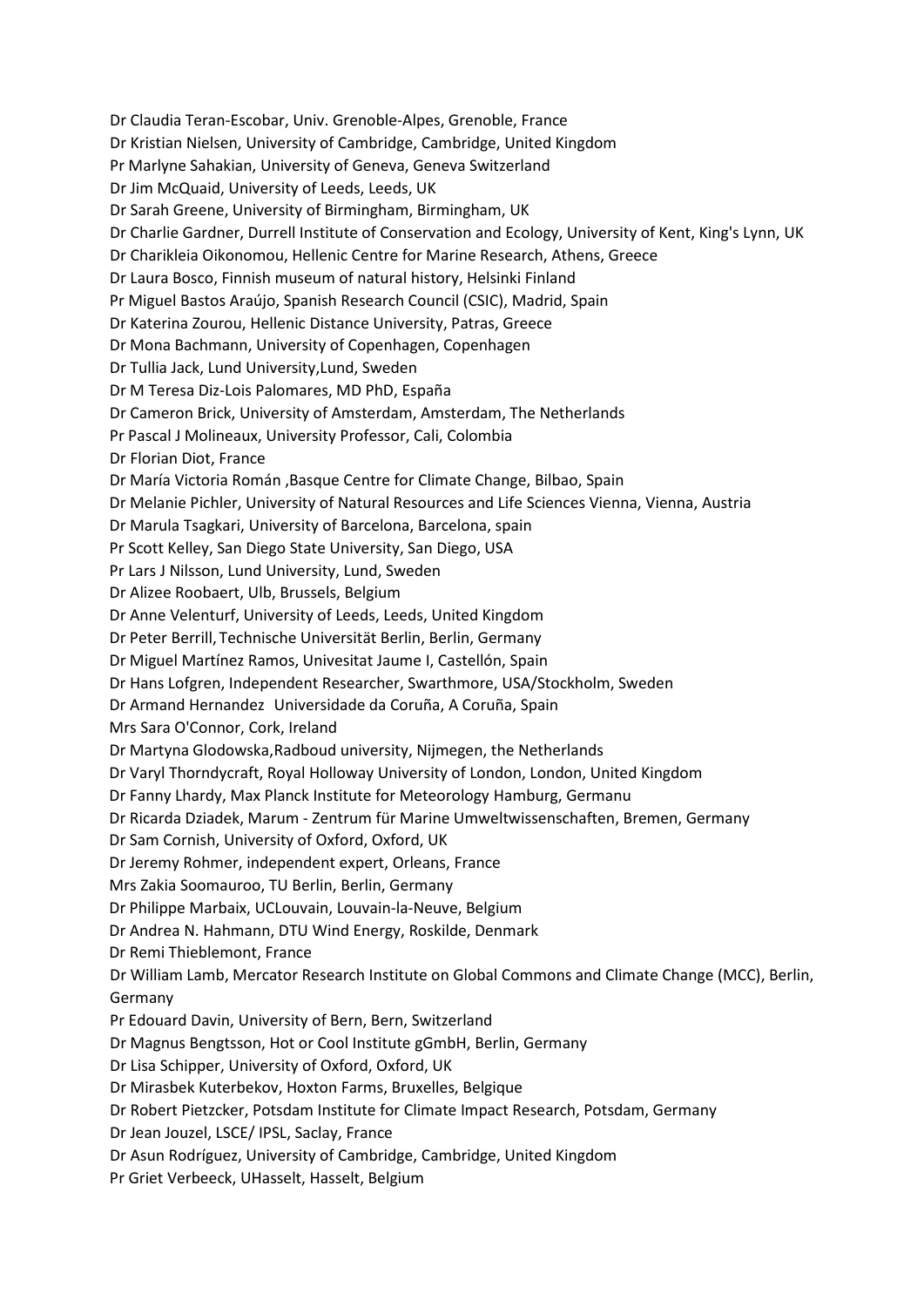Dr Claudia Teran-Escobar, Univ. Grenoble-Alpes, Grenoble, France

Dr Kristian Nielsen, University of Cambridge, Cambridge, United Kingdom

Pr Marlyne Sahakian, University of Geneva, Geneva Switzerland

Dr Jim McQuaid, University of Leeds, Leeds, UK

Dr Sarah Greene, University of Birmingham, Birmingham, UK

Dr Charlie Gardner, Durrell Institute of Conservation and Ecology, University of Kent, King's Lynn, UK

Dr Charikleia Oikonomou, Hellenic Centre for Marine Research, Athens, Greece

Dr Laura Bosco, Finnish museum of natural history, Helsinki Finland

Pr Miguel Bastos Araújo, Spanish Research Council (CSIC), Madrid, Spain

Dr Katerina Zourou, Hellenic Distance University, Patras, Greece

Dr Mona Bachmann, University of Copenhagen, Copenhagen

Dr Tullia Jack, Lund University,Lund, Sweden

Dr M Teresa Diz-Lois Palomares, MD PhD, España

Dr Cameron Brick, University of Amsterdam, Amsterdam, The Netherlands

Pr Pascal J Molineaux, University Professor, Cali, Colombia

Dr Florian Diot, France

Dr María Victoria Román ,Basque Centre for Climate Change, Bilbao, Spain

Dr Melanie Pichler, University of Natural Resources and Life Sciences Vienna, Vienna, Austria

Dr Marula Tsagkari, University of Barcelona, Barcelona, spain

Pr Scott Kelley, San Diego State University, San Diego, USA

Pr Lars J Nilsson, Lund University, Lund, Sweden

Dr Alizee Roobaert, Ulb, Brussels, Belgium

Dr Anne Velenturf, University of Leeds, Leeds, United Kingdom

Dr Peter Berrill, Technische Universität Berlin, Berlin, Germany

Dr Miguel Martínez Ramos, Univesitat Jaume I, Castellón, Spain

Dr Hans Lofgren, Independent Researcher, Swarthmore, USA/Stockholm, Sweden

Dr Armand Hernandez Universidade da Coruña, A Coruña, Spain

Mrs Sara O'Connor, Cork, Ireland

Dr Martyna Glodowska,Radboud university, Nijmegen, the Netherlands

Dr Varyl Thorndycraft, Royal Holloway University of London, London, United Kingdom

Dr Fanny Lhardy, Max Planck Institute for Meteorology Hamburg, Germanu

Dr Ricarda Dziadek, Marum - Zentrum für Marine Umweltwissenschaften, Bremen, Germany

Dr Sam Cornish, University of Oxford, Oxford, UK

Dr Jeremy Rohmer, independent expert, Orleans, France

Mrs Zakia Soomauroo, TU Berlin, Berlin, Germany

Dr Philippe Marbaix, UCLouvain, Louvain-la-Neuve, Belgium

Dr Andrea N. Hahmann, DTU Wind Energy, Roskilde, Denmark

Dr Remi Thieblemont, France

Dr William Lamb, Mercator Research Institute on Global Commons and Climate Change (MCC), Berlin, Germany

Pr Edouard Davin, University of Bern, Bern, Switzerland

Dr Magnus Bengtsson, Hot or Cool Institute gGmbH, Berlin, Germany

Dr Lisa Schipper, University of Oxford, Oxford, UK

Dr Mirasbek Kuterbekov, Hoxton Farms, Bruxelles, Belgique

Dr Robert Pietzcker, Potsdam Institute for Climate Impact Research, Potsdam, Germany

Dr Jean Jouzel, LSCE/ IPSL, Saclay, France

Dr Asun Rodríguez, University of Cambridge, Cambridge, United Kingdom

Pr Griet Verbeeck, UHasselt, Hasselt, Belgium